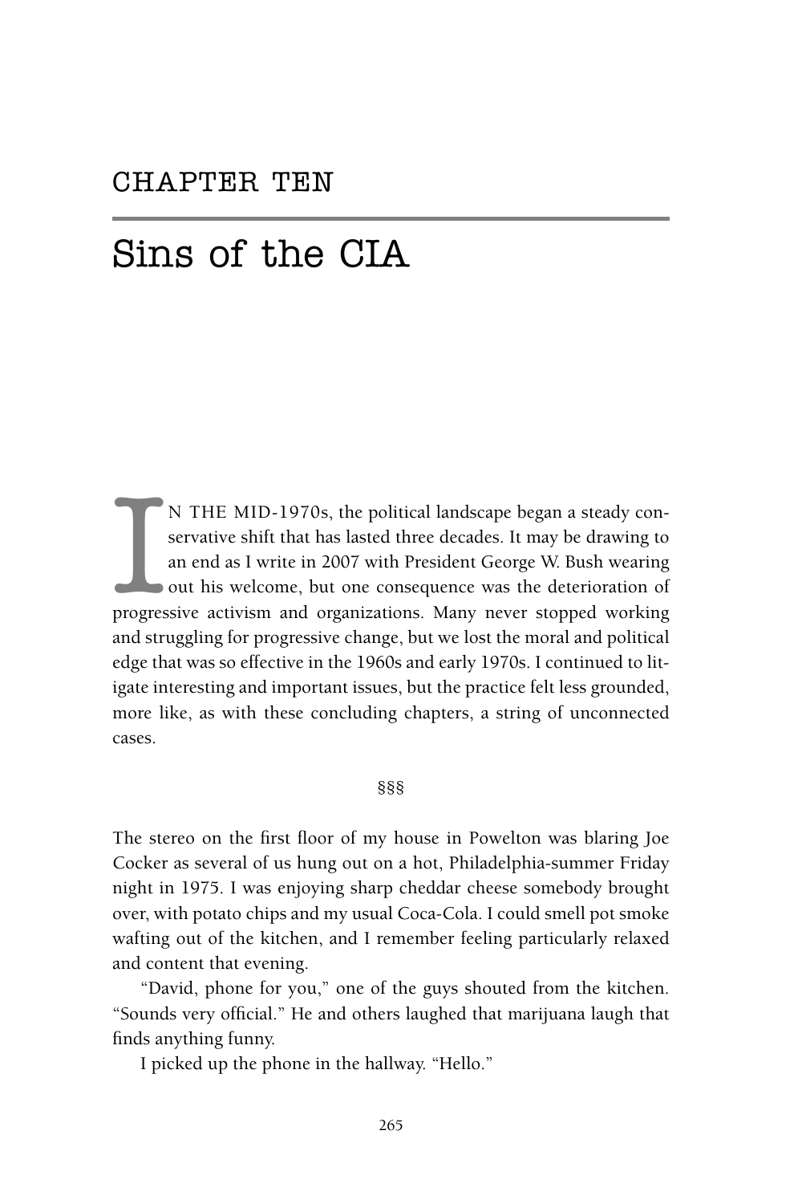## CHAPTER TEN

# Sins of the CIA

IN THE MID-1970s, the political landscape began a steady conservative shift that has lasted three decades. It may be drawing to an end as I write in 2007 with President George W. Bush wearing out his welcome, but one consequence was the deterioration of progressive activism and organizations. Many never stopped working and struggling for progressive change, but we lost the moral and political edge that was so effective in the 1960s and early 1970s. I continued to litigate interesting and important issues, but the practice felt less grounded, more like, as with these concluding chapters, a string of unconnected cases.

§§§

The stereo on the first floor of my house in Powelton was blaring Joe Cocker as several of us hung out on a hot, Philadelphia-summer Friday night in 1975. I was enjoying sharp cheddar cheese somebody brought over, with potato chips and my usual Coca-Cola. I could smell pot smoke wafting out of the kitchen, and I remember feeling particularly relaxed and content that evening.

"David, phone for you," one of the guys shouted from the kitchen. "Sounds very official." He and others laughed that marijuana laugh that finds anything funny.

I picked up the phone in the hallway. "Hello."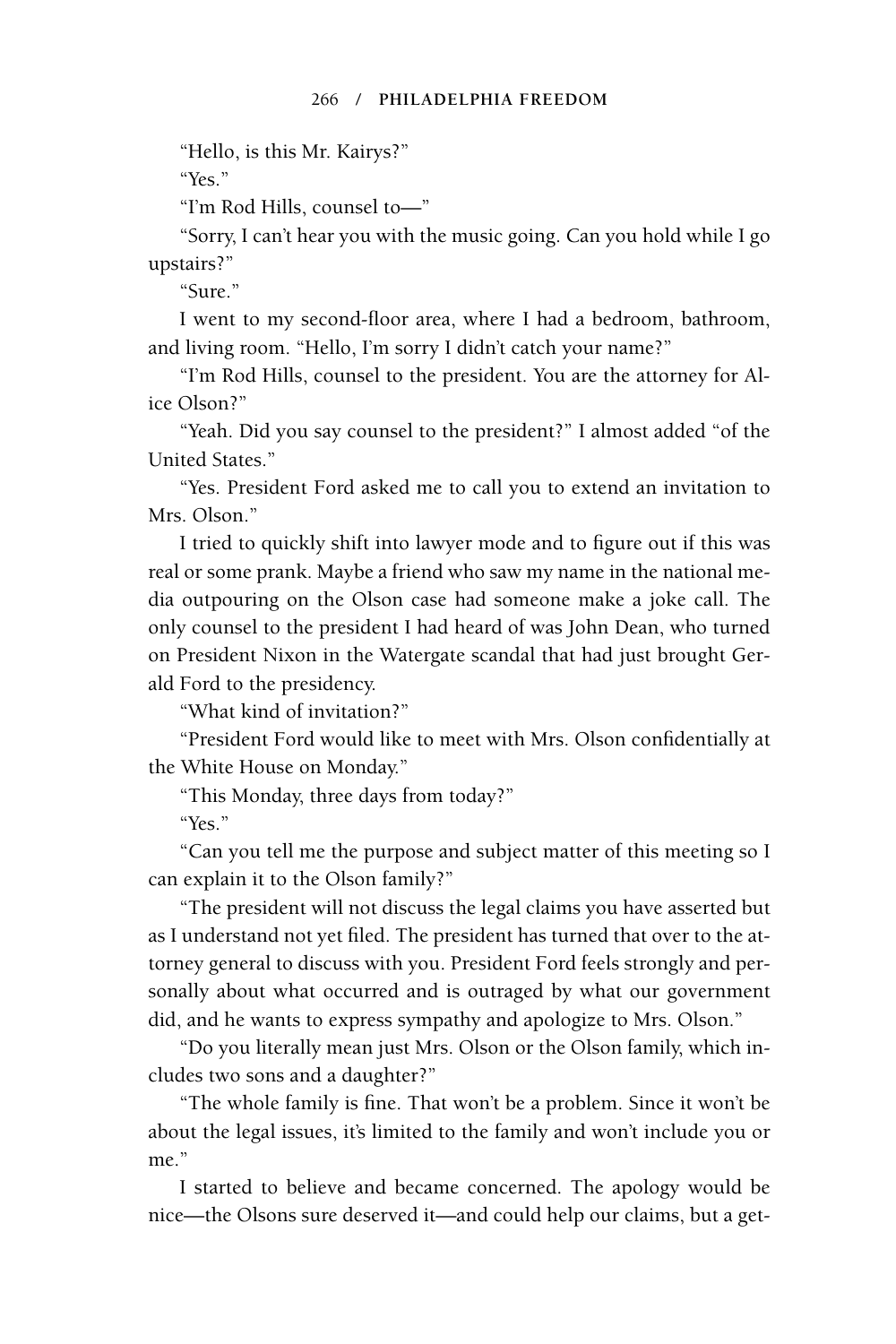"Hello, is this Mr. Kairys?"

"Yes."

"I'm Rod Hills, counsel to—"

"Sorry, I can't hear you with the music going. Can you hold while I go upstairs?"

"Sure."

I went to my second-floor area, where I had a bedroom, bathroom, and living room. "Hello, I'm sorry I didn't catch your name?"

"I'm Rod Hills, counsel to the president. You are the attorney for Alice Olson?"

"Yeah. Did you say counsel to the president?" I almost added "of the United States."

"Yes. President Ford asked me to call you to extend an invitation to Mrs. Olson."

I tried to quickly shift into lawyer mode and to figure out if this was real or some prank. Maybe a friend who saw my name in the national media outpouring on the Olson case had someone make a joke call. The only counsel to the president I had heard of was John Dean, who turned on President Nixon in the Watergate scandal that had just brought Gerald Ford to the presidency.

"What kind of invitation?"

"President Ford would like to meet with Mrs. Olson confidentially at the White House on Monday."

"This Monday, three days from today?"

"Yes."

"Can you tell me the purpose and subject matter of this meeting so I can explain it to the Olson family?"

"The president will not discuss the legal claims you have asserted but as I understand not yet filed. The president has turned that over to the attorney general to discuss with you. President Ford feels strongly and personally about what occurred and is outraged by what our government did, and he wants to express sympathy and apologize to Mrs. Olson."

"Do you literally mean just Mrs. Olson or the Olson family, which includes two sons and a daughter?"

"The whole family is fine. That won't be a problem. Since it won't be about the legal issues, it's limited to the family and won't include you or me."

I started to believe and became concerned. The apology would be nice—the Olsons sure deserved it—and could help our claims, but a get-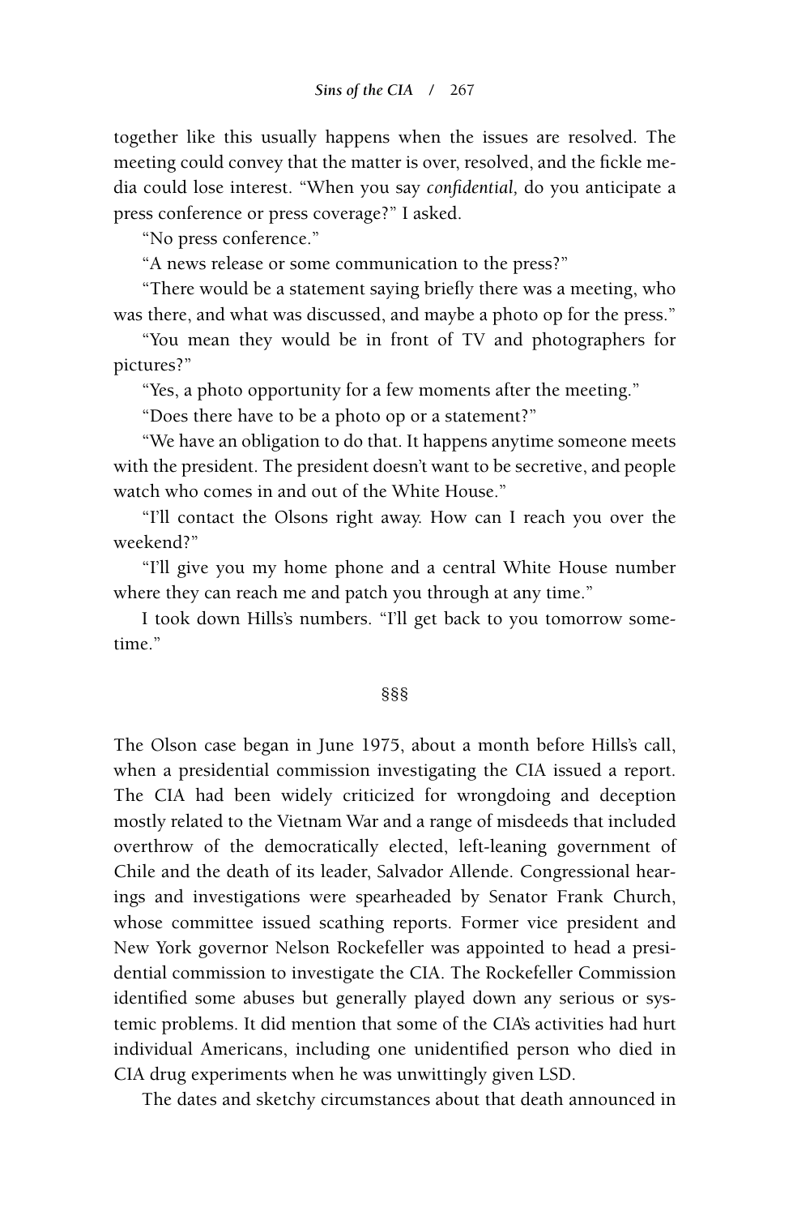together like this usually happens when the issues are resolved. The meeting could convey that the matter is over, resolved, and the fickle media could lose interest. "When you say *confidential,* do you anticipate a press conference or press coverage?" I asked.

"No press conference."

"A news release or some communication to the press?"

"There would be a statement saying briefly there was a meeting, who was there, and what was discussed, and maybe a photo op for the press."

"You mean they would be in front of TV and photographers for pictures?"

"Yes, a photo opportunity for a few moments after the meeting."

"Does there have to be a photo op or a statement?"

"We have an obligation to do that. It happens anytime someone meets with the president. The president doesn't want to be secretive, and people watch who comes in and out of the White House."

"I'll contact the Olsons right away. How can I reach you over the weekend?"

"I'll give you my home phone and a central White House number where they can reach me and patch you through at any time."

I took down Hills's numbers. "I'll get back to you tomorrow sometime."

§§§

The Olson case began in June 1975, about a month before Hills's call, when a presidential commission investigating the CIA issued a report. The CIA had been widely criticized for wrongdoing and deception mostly related to the Vietnam War and a range of misdeeds that included overthrow of the democratically elected, left-leaning government of Chile and the death of its leader, Salvador Allende. Congressional hearings and investigations were spearheaded by Senator Frank Church, whose committee issued scathing reports. Former vice president and New York governor Nelson Rockefeller was appointed to head a presidential commission to investigate the CIA. The Rockefeller Commission identified some abuses but generally played down any serious or systemic problems. It did mention that some of the CIA's activities had hurt individual Americans, including one unidentified person who died in CIA drug experiments when he was unwittingly given LSD.

The dates and sketchy circumstances about that death announced in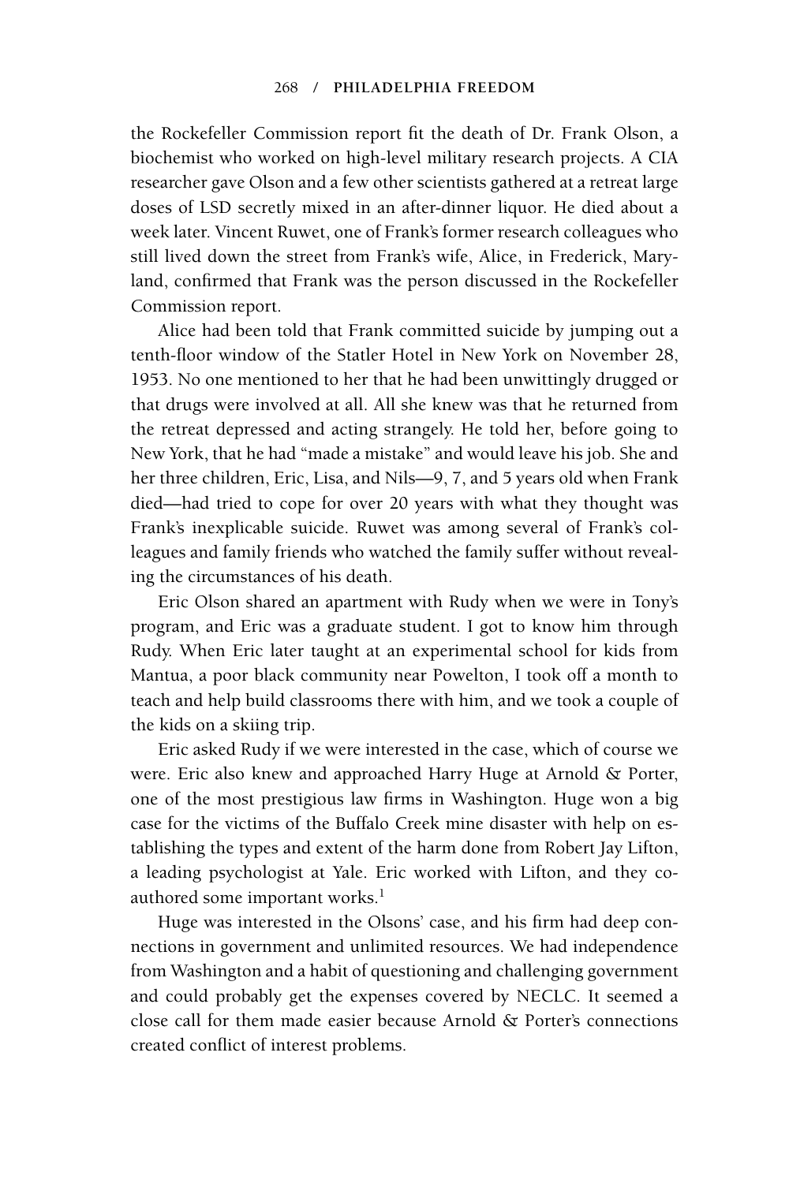the Rockefeller Commission report fit the death of Dr. Frank Olson, a biochemist who worked on high-level military research projects. A CIA researcher gave Olson and a few other scientists gathered at a retreat large doses of LSD secretly mixed in an after-dinner liquor. He died about a week later. Vincent Ruwet, one of Frank's former research colleagues who still lived down the street from Frank's wife, Alice, in Frederick, Maryland, confirmed that Frank was the person discussed in the Rockefeller Commission report.

Alice had been told that Frank committed suicide by jumping out a tenth-floor window of the Statler Hotel in New York on November 28, 1953. No one mentioned to her that he had been unwittingly drugged or that drugs were involved at all. All she knew was that he returned from the retreat depressed and acting strangely. He told her, before going to New York, that he had "made a mistake" and would leave his job. She and her three children, Eric, Lisa, and Nils—9, 7, and 5 years old when Frank died—had tried to cope for over 20 years with what they thought was Frank's inexplicable suicide. Ruwet was among several of Frank's colleagues and family friends who watched the family suffer without revealing the circumstances of his death.

Eric Olson shared an apartment with Rudy when we were in Tony's program, and Eric was a graduate student. I got to know him through Rudy. When Eric later taught at an experimental school for kids from Mantua, a poor black community near Powelton, I took off a month to teach and help build classrooms there with him, and we took a couple of the kids on a skiing trip.

Eric asked Rudy if we were interested in the case, which of course we were. Eric also knew and approached Harry Huge at Arnold & Porter, one of the most prestigious law firms in Washington. Huge won a big case for the victims of the Buffalo Creek mine disaster with help on establishing the types and extent of the harm done from Robert Jay Lifton, a leading psychologist at Yale. Eric worked with Lifton, and they coauthored some important works.[1]

Huge was interested in the Olsons' case, and his firm had deep connections in government and unlimited resources. We had independence from Washington and a habit of questioning and challenging government and could probably get the expenses covered by NECLC. It seemed a close call for them made easier because Arnold & Porter's connections created conflict of interest problems.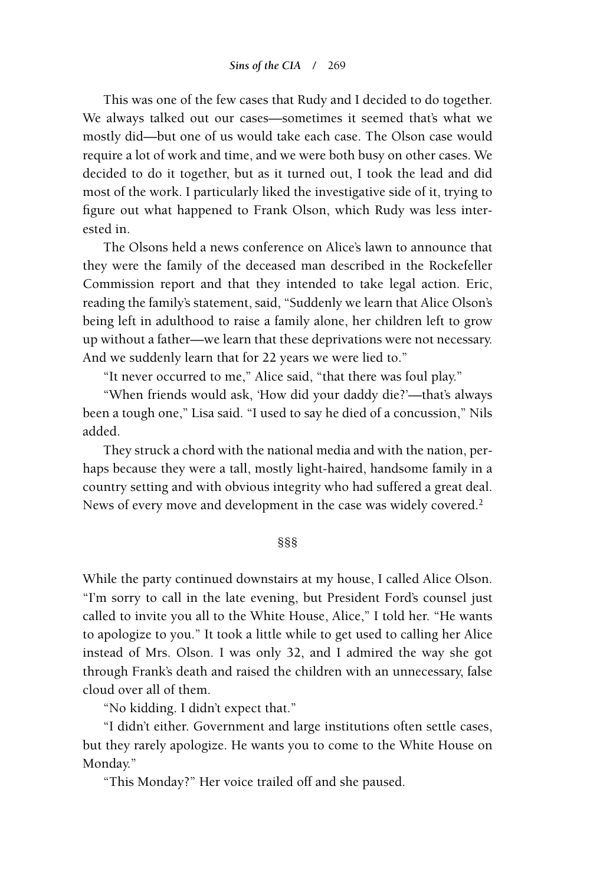This was one of the few cases that Rudy and I decided to do together. We always talked out our cases—sometimes it seemed that's what we mostly did—but one of us would take each case. The Olson case would require a lot of work and time, and we were both busy on other cases. We decided to do it together, but as it turned out, I took the lead and did most of the work. I particularly liked the investigative side of it, trying to figure out what happened to Frank Olson, which Rudy was less interested in.

The Olsons held a news conference on Alice's lawn to announce that they were the family of the deceased man described in the Rockefeller Commission report and that they intended to take legal action. Eric, reading the family's statement, said, "Suddenly we learn that Alice Olson's being left in adulthood to raise a family alone, her children left to grow up without a father—we learn that these deprivations were not necessary. And we suddenly learn that for 22 years we were lied to."

"It never occurred to me," Alice said, "that there was foul play."

"When friends would ask, 'How did your daddy die?'—that's always been a tough one," Lisa said. "I used to say he died of a concussion," Nils added.

They struck a chord with the national media and with the nation, perhaps because they were a tall, mostly light-haired, handsome family in a country setting and with obvious integrity who had suffered a great deal. News of every move and development in the case was widely covered.[2]

§§§

While the party continued downstairs at my house, I called Alice Olson. "I'm sorry to call in the late evening, but President Ford's counsel just called to invite you all to the White House, Alice," I told her. "He wants to apologize to you." It took a little while to get used to calling her Alice instead of Mrs. Olson. I was only 32, and I admired the way she got through Frank's death and raised the children with an unnecessary, false cloud over all of them.

"No kidding. I didn't expect that."

"I didn't either. Government and large institutions often settle cases, but they rarely apologize. He wants you to come to the White House on Monday."

"This Monday?" Her voice trailed off and she paused.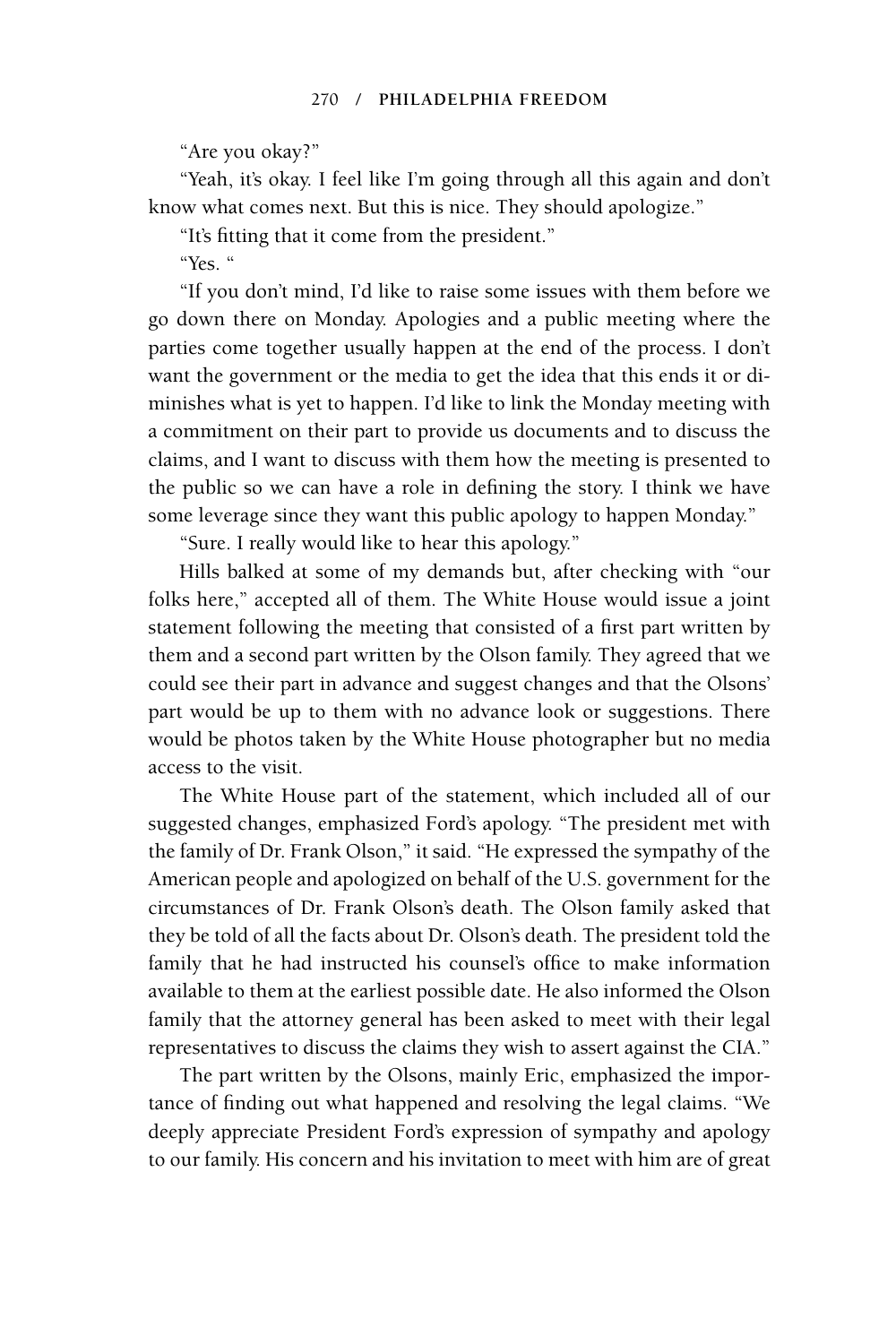"Are you okay?"

"Yeah, it's okay. I feel like I'm going through all this again and don't know what comes next. But this is nice. They should apologize."

"It's fitting that it come from the president."

"Yes. "

"If you don't mind, I'd like to raise some issues with them before we go down there on Monday. Apologies and a public meeting where the parties come together usually happen at the end of the process. I don't want the government or the media to get the idea that this ends it or diminishes what is yet to happen. I'd like to link the Monday meeting with a commitment on their part to provide us documents and to discuss the claims, and I want to discuss with them how the meeting is presented to the public so we can have a role in defining the story. I think we have some leverage since they want this public apology to happen Monday."

"Sure. I really would like to hear this apology."

Hills balked at some of my demands but, after checking with "our folks here," accepted all of them. The White House would issue a joint statement following the meeting that consisted of a first part written by them and a second part written by the Olson family. They agreed that we could see their part in advance and suggest changes and that the Olsons' part would be up to them with no advance look or suggestions. There would be photos taken by the White House photographer but no media access to the visit.

The White House part of the statement, which included all of our suggested changes, emphasized Ford's apology. "The president met with the family of Dr. Frank Olson," it said. "He expressed the sympathy of the American people and apologized on behalf of the U.S. government for the circumstances of Dr. Frank Olson's death. The Olson family asked that they be told of all the facts about Dr. Olson's death. The president told the family that he had instructed his counsel's office to make information available to them at the earliest possible date. He also informed the Olson family that the attorney general has been asked to meet with their legal representatives to discuss the claims they wish to assert against the CIA."

The part written by the Olsons, mainly Eric, emphasized the importance of finding out what happened and resolving the legal claims. "We deeply appreciate President Ford's expression of sympathy and apology to our family. His concern and his invitation to meet with him are of great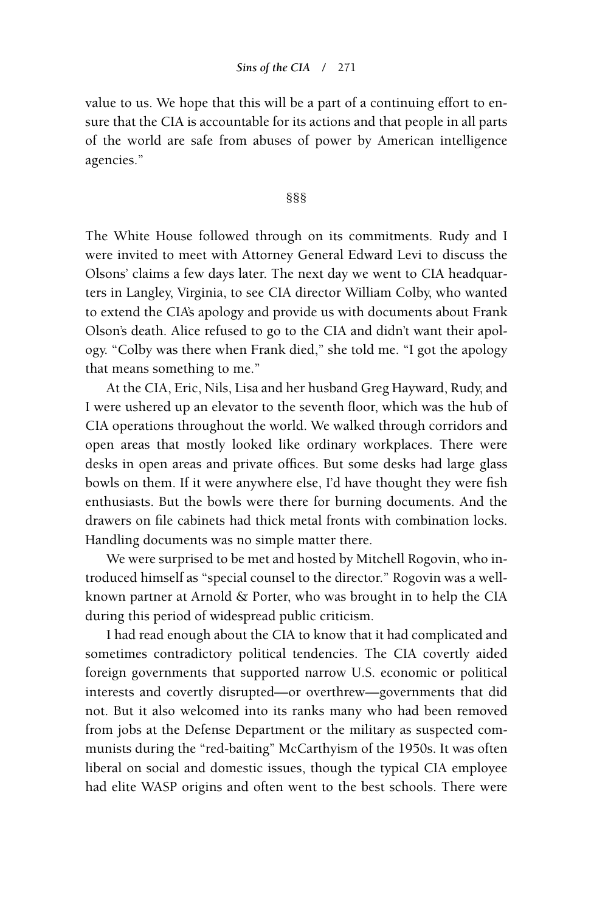value to us. We hope that this will be a part of a continuing effort to ensure that the CIA is accountable for its actions and that people in all parts of the world are safe from abuses of power by American intelligence agencies."

§§§

The White House followed through on its commitments. Rudy and I were invited to meet with Attorney General Edward Levi to discuss the Olsons' claims a few days later. The next day we went to CIA headquarters in Langley, Virginia, to see CIA director William Colby, who wanted to extend the CIA's apology and provide us with documents about Frank Olson's death. Alice refused to go to the CIA and didn't want their apology. "Colby was there when Frank died," she told me. "I got the apology that means something to me."

At the CIA, Eric, Nils, Lisa and her husband Greg Hayward, Rudy, and I were ushered up an elevator to the seventh floor, which was the hub of CIA operations throughout the world. We walked through corridors and open areas that mostly looked like ordinary workplaces. There were desks in open areas and private offices. But some desks had large glass bowls on them. If it were anywhere else, I'd have thought they were fish enthusiasts. But the bowls were there for burning documents. And the drawers on file cabinets had thick metal fronts with combination locks. Handling documents was no simple matter there.

We were surprised to be met and hosted by Mitchell Rogovin, who introduced himself as "special counsel to the director." Rogovin was a well-known partner at Arnold & Porter, who was brought in to help the CIA during this period of widespread public criticism.

I had read enough about the CIA to know that it had complicated and sometimes contradictory political tendencies. The CIA covertly aided foreign governments that supported narrow U.S. economic or political interests and covertly disrupted—or overthrew—governments that did not. But it also welcomed into its ranks many who had been removed from jobs at the Defense Department or the military as suspected communists during the "red-baiting" McCarthyism of the 1950s. It was often liberal on social and domestic issues, though the typical CIA employee had elite WASP origins and often went to the best schools. There were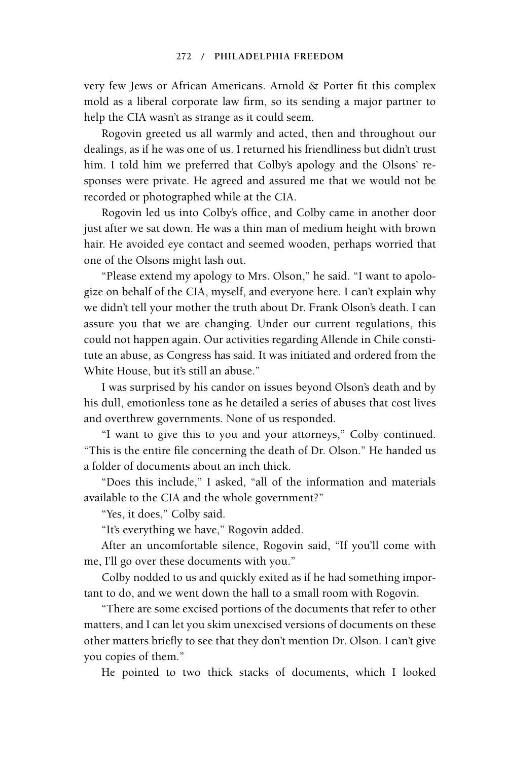very few Jews or African Americans. Arnold & Porter fit this complex mold as a liberal corporate law firm, so its sending a major partner to help the CIA wasn't as strange as it could seem.

Rogovin greeted us all warmly and acted, then and throughout our dealings, as if he was one of us. I returned his friendliness but didn't trust him. I told him we preferred that Colby's apology and the Olsons' responses were private. He agreed and assured me that we would not be recorded or photographed while at the CIA.

Rogovin led us into Colby's office, and Colby came in another door just after we sat down. He was a thin man of medium height with brown hair. He avoided eye contact and seemed wooden, perhaps worried that one of the Olsons might lash out.

"Please extend my apology to Mrs. Olson," he said. "I want to apologize on behalf of the CIA, myself, and everyone here. I can't explain why we didn't tell your mother the truth about Dr. Frank Olson's death. I can assure you that we are changing. Under our current regulations, this could not happen again. Our activities regarding Allende in Chile constitute an abuse, as Congress has said. It was initiated and ordered from the White House, but it's still an abuse."

I was surprised by his candor on issues beyond Olson's death and by his dull, emotionless tone as he detailed a series of abuses that cost lives and overthrew governments. None of us responded.

"I want to give this to you and your attorneys," Colby continued. "This is the entire file concerning the death of Dr. Olson." He handed us a folder of documents about an inch thick.

"Does this include," I asked, "all of the information and materials available to the CIA and the whole government?"

"Yes, it does," Colby said.

"It's everything we have," Rogovin added.

After an uncomfortable silence, Rogovin said, "If you'll come with me, I'll go over these documents with you."

Colby nodded to us and quickly exited as if he had something important to do, and we went down the hall to a small room with Rogovin.

"There are some excised portions of the documents that refer to other matters, and I can let you skim unexcised versions of documents on these other matters briefly to see that they don't mention Dr. Olson. I can't give you copies of them."

He pointed to two thick stacks of documents, which I looked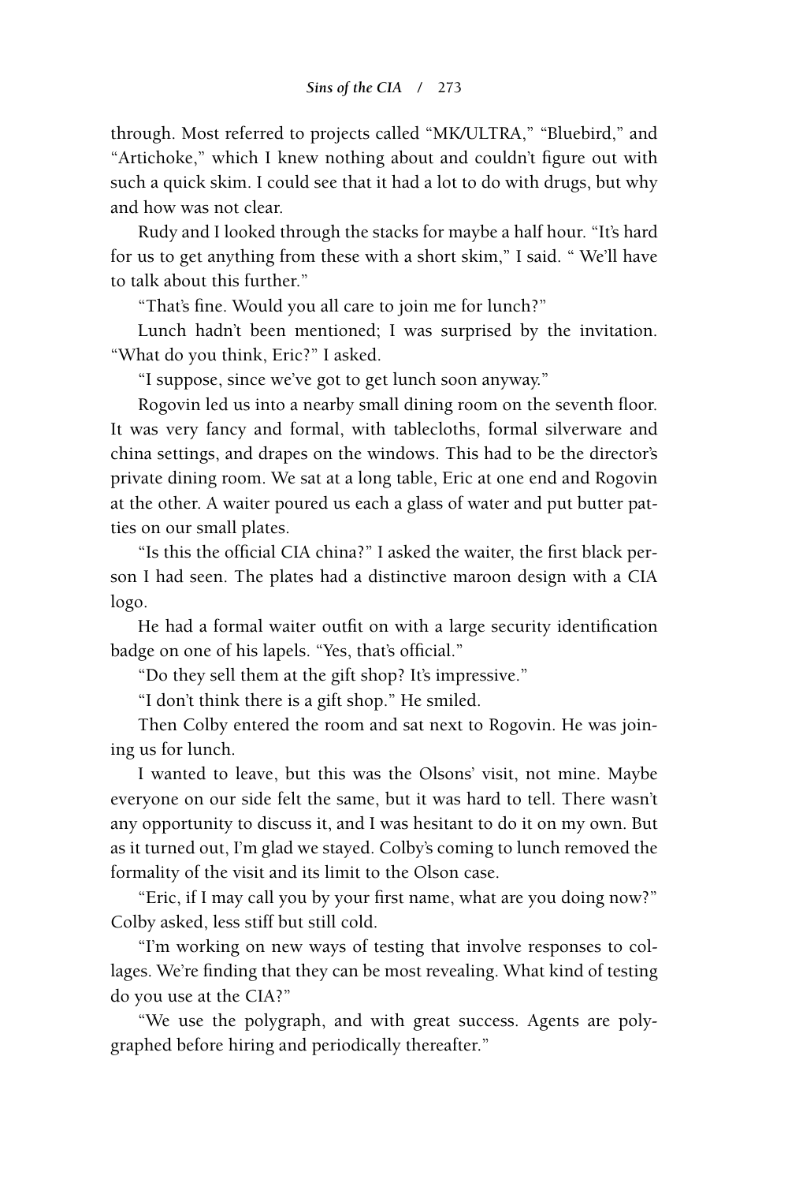through. Most referred to projects called "MK/ULTRA," "Bluebird," and "Artichoke," which I knew nothing about and couldn't figure out with such a quick skim. I could see that it had a lot to do with drugs, but why and how was not clear.

Rudy and I looked through the stacks for maybe a half hour. "It's hard for us to get anything from these with a short skim," I said. " We'll have to talk about this further."

"That's fine. Would you all care to join me for lunch?"

Lunch hadn't been mentioned; I was surprised by the invitation. "What do you think, Eric?" I asked.

"I suppose, since we've got to get lunch soon anyway."

Rogovin led us into a nearby small dining room on the seventh floor. It was very fancy and formal, with tablecloths, formal silverware and china settings, and drapes on the windows. This had to be the director's private dining room. We sat at a long table, Eric at one end and Rogovin at the other. A waiter poured us each a glass of water and put butter patties on our small plates.

"Is this the official CIA china?" I asked the waiter, the first black person I had seen. The plates had a distinctive maroon design with a CIA logo.

He had a formal waiter outfit on with a large security identification badge on one of his lapels. "Yes, that's official."

"Do they sell them at the gift shop? It's impressive."

"I don't think there is a gift shop." He smiled.

Then Colby entered the room and sat next to Rogovin. He was joining us for lunch.

I wanted to leave, but this was the Olsons' visit, not mine. Maybe everyone on our side felt the same, but it was hard to tell. There wasn't any opportunity to discuss it, and I was hesitant to do it on my own. But as it turned out, I'm glad we stayed. Colby's coming to lunch removed the formality of the visit and its limit to the Olson case.

"Eric, if I may call you by your first name, what are you doing now?" Colby asked, less stiff but still cold.

"I'm working on new ways of testing that involve responses to collages. We're finding that they can be most revealing. What kind of testing do you use at the CIA?"

"We use the polygraph, and with great success. Agents are polygraphed before hiring and periodically thereafter."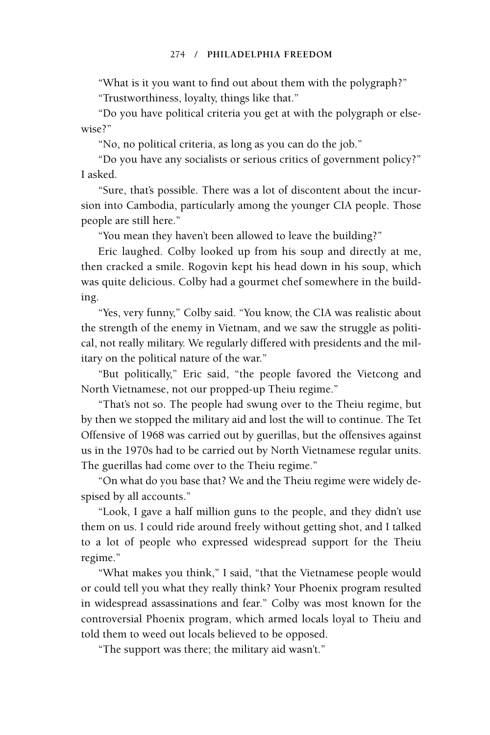"What is it you want to find out about them with the polygraph?"

"Trustworthiness, loyalty, things like that."

"Do you have political criteria you get at with the polygraph or elsewise?"

"No, no political criteria, as long as you can do the job."

"Do you have any socialists or serious critics of government policy?" I asked.

"Sure, that's possible. There was a lot of discontent about the incursion into Cambodia, particularly among the younger CIA people. Those people are still here."

"You mean they haven't been allowed to leave the building?"

Eric laughed. Colby looked up from his soup and directly at me, then cracked a smile. Rogovin kept his head down in his soup, which was quite delicious. Colby had a gourmet chef somewhere in the building.

"Yes, very funny," Colby said. "You know, the CIA was realistic about the strength of the enemy in Vietnam, and we saw the struggle as political, not really military. We regularly differed with presidents and the military on the political nature of the war."

"But politically," Eric said, "the people favored the Vietcong and North Vietnamese, not our propped-up Theiu regime."

"That's not so. The people had swung over to the Theiu regime, but by then we stopped the military aid and lost the will to continue. The Tet Offensive of 1968 was carried out by guerillas, but the offensives against us in the 1970s had to be carried out by North Vietnamese regular units. The guerillas had come over to the Theiu regime."

"On what do you base that? We and the Theiu regime were widely despised by all accounts."

"Look, I gave a half million guns to the people, and they didn't use them on us. I could ride around freely without getting shot, and I talked to a lot of people who expressed widespread support for the Theiu regime."

"What makes you think," I said, "that the Vietnamese people would or could tell you what they really think? Your Phoenix program resulted in widespread assassinations and fear." Colby was most known for the controversial Phoenix program, which armed locals loyal to Theiu and told them to weed out locals believed to be opposed.

"The support was there; the military aid wasn't."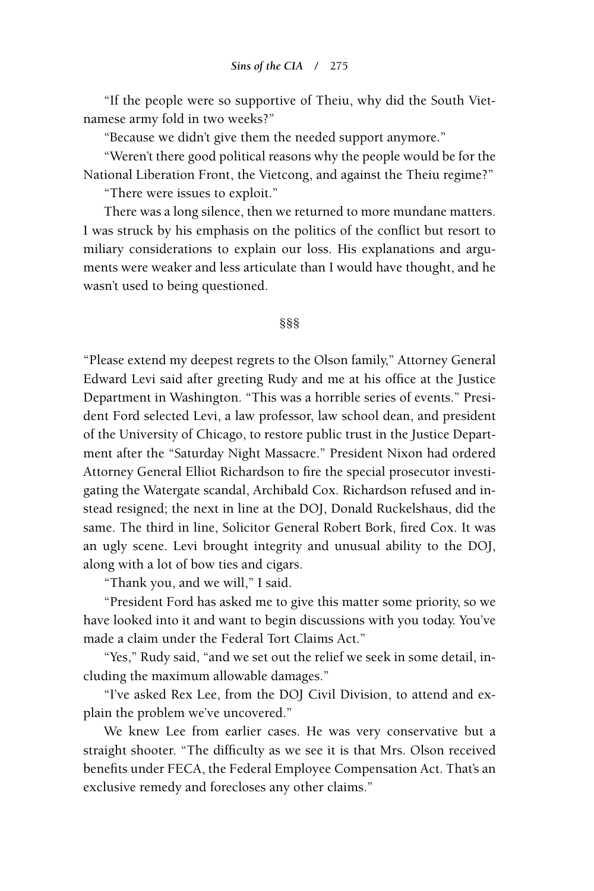"If the people were so supportive of Theiu, why did the South Vietnamese army fold in two weeks?"

"Because we didn't give them the needed support anymore."

"Weren't there good political reasons why the people would be for the National Liberation Front, the Vietcong, and against the Theiu regime?"

"There were issues to exploit."

There was a long silence, then we returned to more mundane matters. I was struck by his emphasis on the politics of the conflict but resort to miliary considerations to explain our loss. His explanations and arguments were weaker and less articulate than I would have thought, and he wasn't used to being questioned.

§§§

"Please extend my deepest regrets to the Olson family," Attorney General Edward Levi said after greeting Rudy and me at his office at the Justice Department in Washington. "This was a horrible series of events." President Ford selected Levi, a law professor, law school dean, and president of the University of Chicago, to restore public trust in the Justice Department after the "Saturday Night Massacre." President Nixon had ordered Attorney General Elliot Richardson to fire the special prosecutor investigating the Watergate scandal, Archibald Cox. Richardson refused and instead resigned; the next in line at the DOJ, Donald Ruckelshaus, did the same. The third in line, Solicitor General Robert Bork, fired Cox. It was an ugly scene. Levi brought integrity and unusual ability to the DOJ, along with a lot of bow ties and cigars.

"Thank you, and we will," I said.

"President Ford has asked me to give this matter some priority, so we have looked into it and want to begin discussions with you today. You've made a claim under the Federal Tort Claims Act."

"Yes," Rudy said, "and we set out the relief we seek in some detail, including the maximum allowable damages."

"I've asked Rex Lee, from the DOJ Civil Division, to attend and explain the problem we've uncovered."

We knew Lee from earlier cases. He was very conservative but a straight shooter. "The difficulty as we see it is that Mrs. Olson received benefits under FECA, the Federal Employee Compensation Act. That's an exclusive remedy and forecloses any other claims."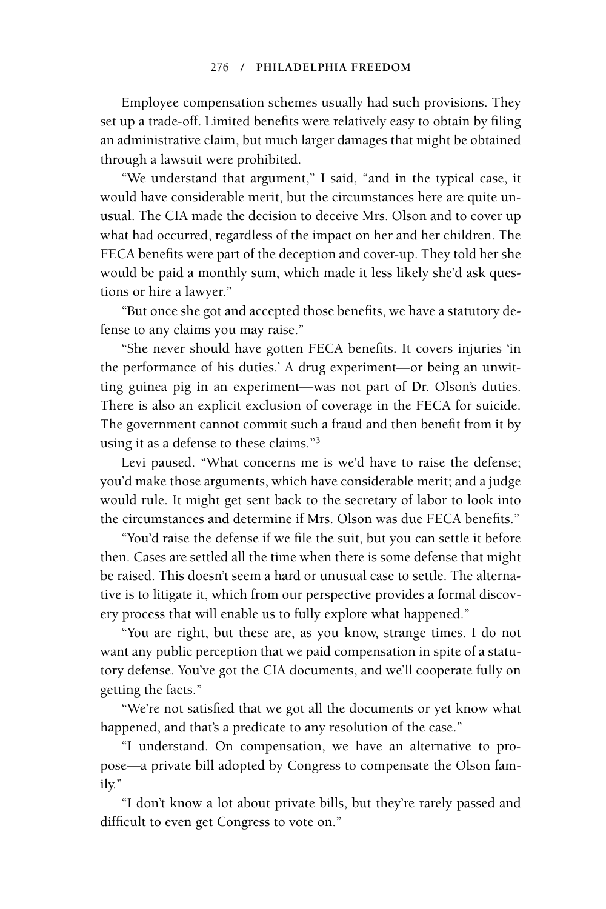Employee compensation schemes usually had such provisions. They set up a trade-off. Limited benefits were relatively easy to obtain by filing an administrative claim, but much larger damages that might be obtained through a lawsuit were prohibited.

"We understand that argument," I said, "and in the typical case, it would have considerable merit, but the circumstances here are quite unusual. The CIA made the decision to deceive Mrs. Olson and to cover up what had occurred, regardless of the impact on her and her children. The FECA benefits were part of the deception and cover-up. They told her she would be paid a monthly sum, which made it less likely she'd ask questions or hire a lawyer."

"But once she got and accepted those benefits, we have a statutory defense to any claims you may raise."

"She never should have gotten FECA benefits. It covers injuries 'in the performance of his duties.' A drug experiment—or being an unwitting guinea pig in an experiment—was not part of Dr. Olson's duties. There is also an explicit exclusion of coverage in the FECA for suicide. The government cannot commit such a fraud and then benefit from it by using it as a defense to these claims."[3]

Levi paused. "What concerns me is we'd have to raise the defense; you'd make those arguments, which have considerable merit; and a judge would rule. It might get sent back to the secretary of labor to look into the circumstances and determine if Mrs. Olson was due FECA benefits."

"You'd raise the defense if we file the suit, but you can settle it before then. Cases are settled all the time when there is some defense that might be raised. This doesn't seem a hard or unusual case to settle. The alternative is to litigate it, which from our perspective provides a formal discovery process that will enable us to fully explore what happened."

"You are right, but these are, as you know, strange times. I do not want any public perception that we paid compensation in spite of a statutory defense. You've got the CIA documents, and we'll cooperate fully on getting the facts."

"We're not satisfied that we got all the documents or yet know what happened, and that's a predicate to any resolution of the case."

"I understand. On compensation, we have an alternative to propose—a private bill adopted by Congress to compensate the Olson family."

"I don't know a lot about private bills, but they're rarely passed and difficult to even get Congress to vote on."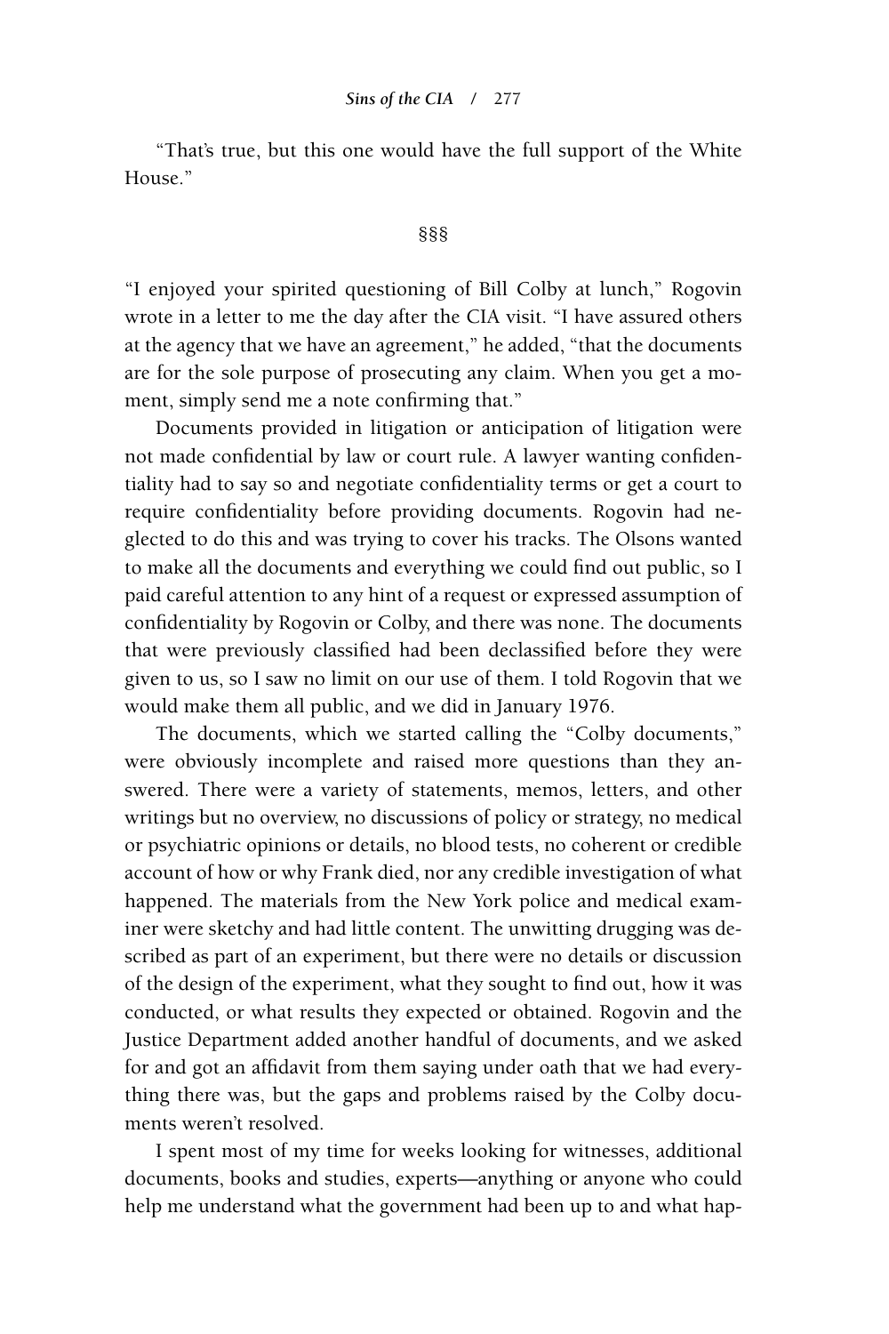"That's true, but this one would have the full support of the White House."

§§§

"I enjoyed your spirited questioning of Bill Colby at lunch," Rogovin wrote in a letter to me the day after the CIA visit. "I have assured others at the agency that we have an agreement," he added, "that the documents are for the sole purpose of prosecuting any claim. When you get a moment, simply send me a note confirming that."

Documents provided in litigation or anticipation of litigation were not made confidential by law or court rule. A lawyer wanting confidentiality had to say so and negotiate confidentiality terms or get a court to require confidentiality before providing documents. Rogovin had neglected to do this and was trying to cover his tracks. The Olsons wanted to make all the documents and everything we could find out public, so I paid careful attention to any hint of a request or expressed assumption of confidentiality by Rogovin or Colby, and there was none. The documents that were previously classified had been declassified before they were given to us, so I saw no limit on our use of them. I told Rogovin that we would make them all public, and we did in January 1976.

The documents, which we started calling the "Colby documents," were obviously incomplete and raised more questions than they answered. There were a variety of statements, memos, letters, and other writings but no overview, no discussions of policy or strategy, no medical or psychiatric opinions or details, no blood tests, no coherent or credible account of how or why Frank died, nor any credible investigation of what happened. The materials from the New York police and medical examiner were sketchy and had little content. The unwitting drugging was described as part of an experiment, but there were no details or discussion of the design of the experiment, what they sought to find out, how it was conducted, or what results they expected or obtained. Rogovin and the Justice Department added another handful of documents, and we asked for and got an affidavit from them saying under oath that we had everything there was, but the gaps and problems raised by the Colby documents weren't resolved.

I spent most of my time for weeks looking for witnesses, additional documents, books and studies, experts—anything or anyone who could help me understand what the government had been up to and what hap-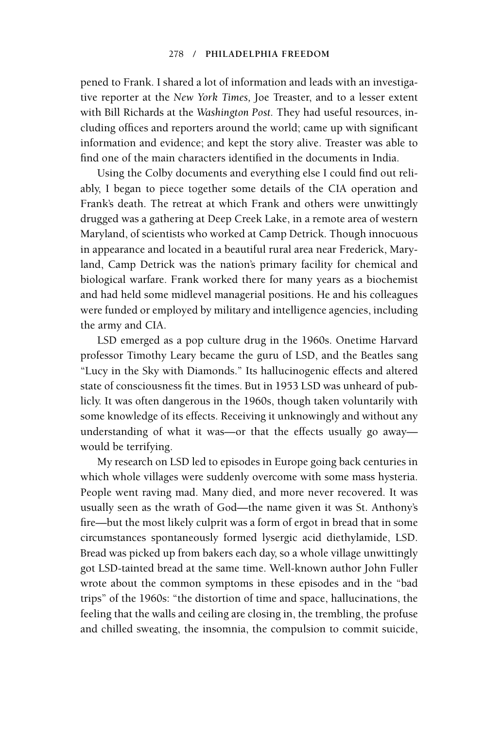pened to Frank. I shared a lot of information and leads with an investigative reporter at the *New York Times,* Joe Treaster, and to a lesser extent with Bill Richards at the *Washington Post.* They had useful resources, including offices and reporters around the world; came up with significant information and evidence; and kept the story alive. Treaster was able to find one of the main characters identified in the documents in India.

Using the Colby documents and everything else I could find out reliably, I began to piece together some details of the CIA operation and Frank's death. The retreat at which Frank and others were unwittingly drugged was a gathering at Deep Creek Lake, in a remote area of western Maryland, of scientists who worked at Camp Detrick. Though innocuous in appearance and located in a beautiful rural area near Frederick, Maryland, Camp Detrick was the nation's primary facility for chemical and biological warfare. Frank worked there for many years as a biochemist and had held some midlevel managerial positions. He and his colleagues were funded or employed by military and intelligence agencies, including the army and CIA.

LSD emerged as a pop culture drug in the 1960s. Onetime Harvard professor Timothy Leary became the guru of LSD, and the Beatles sang "Lucy in the Sky with Diamonds." Its hallucinogenic effects and altered state of consciousness fit the times. But in 1953 LSD was unheard of publicly. It was often dangerous in the 1960s, though taken voluntarily with some knowledge of its effects. Receiving it unknowingly and without any understanding of what it was—or that the effects usually go away—would be terrifying.

My research on LSD led to episodes in Europe going back centuries in which whole villages were suddenly overcome with some mass hysteria. People went raving mad. Many died, and more never recovered. It was usually seen as the wrath of God—the name given it was St. Anthony's fire—but the most likely culprit was a form of ergot in bread that in some circumstances spontaneously formed lysergic acid diethylamide, LSD. Bread was picked up from bakers each day, so a whole village unwittingly got LSD-tainted bread at the same time. Well-known author John Fuller wrote about the common symptoms in these episodes and in the "bad trips" of the 1960s: "the distortion of time and space, hallucinations, the feeling that the walls and ceiling are closing in, the trembling, the profuse and chilled sweating, the insomnia, the compulsion to commit suicide,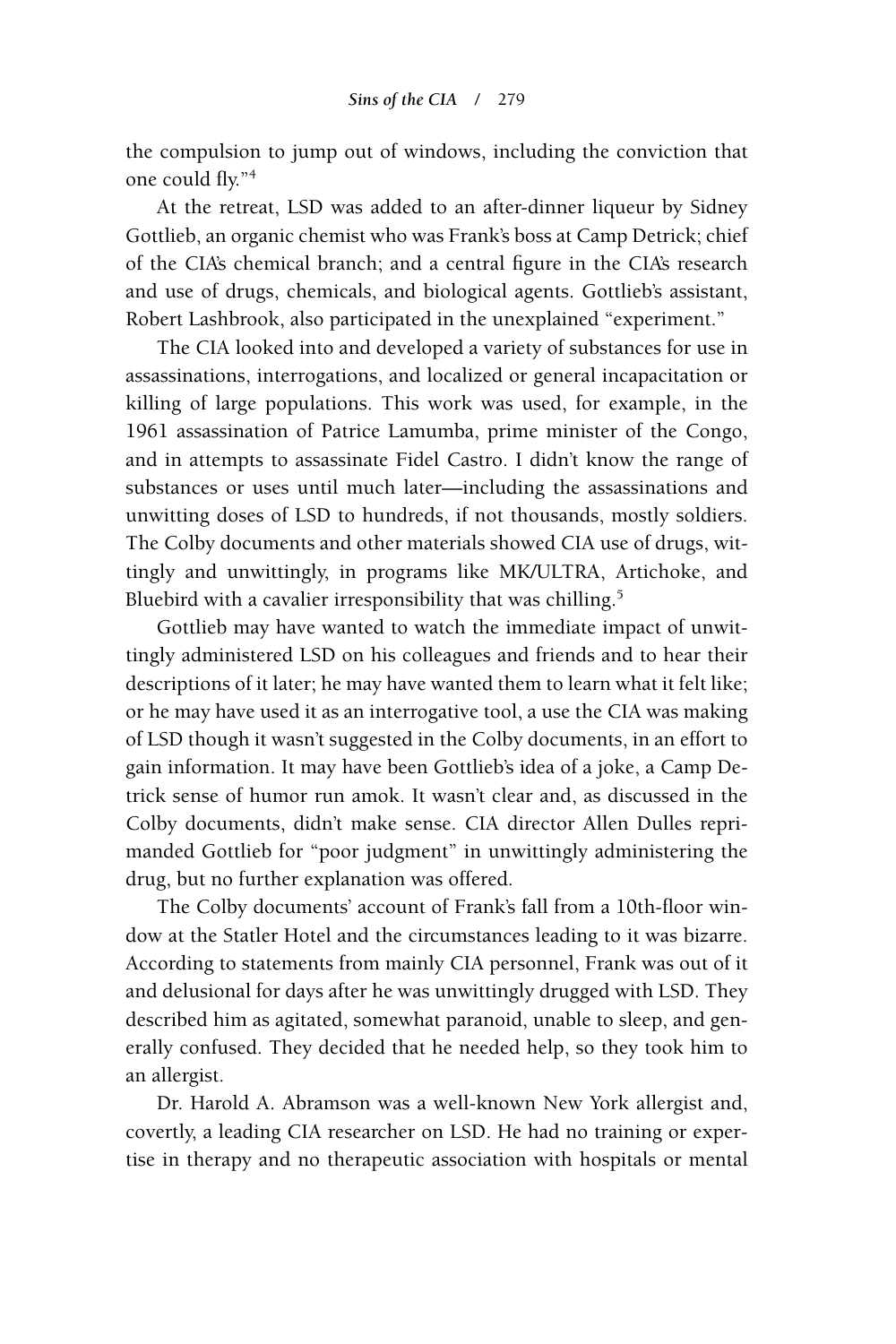the compulsion to jump out of windows, including the conviction that one could fly."[4]

At the retreat, LSD was added to an after-dinner liqueur by Sidney Gottlieb, an organic chemist who was Frank's boss at Camp Detrick; chief of the CIA's chemical branch; and a central figure in the CIA's research and use of drugs, chemicals, and biological agents. Gottlieb's assistant, Robert Lashbrook, also participated in the unexplained "experiment."

The CIA looked into and developed a variety of substances for use in assassinations, interrogations, and localized or general incapacitation or killing of large populations. This work was used, for example, in the 1961 assassination of Patrice Lamumba, prime minister of the Congo, and in attempts to assassinate Fidel Castro. I didn't know the range of substances or uses until much later—including the assassinations and unwitting doses of LSD to hundreds, if not thousands, mostly soldiers. The Colby documents and other materials showed CIA use of drugs, wittingly and unwittingly, in programs like MK/ULTRA, Artichoke, and Bluebird with a cavalier irresponsibility that was chilling.[5]

Gottlieb may have wanted to watch the immediate impact of unwittingly administered LSD on his colleagues and friends and to hear their descriptions of it later; he may have wanted them to learn what it felt like; or he may have used it as an interrogative tool, a use the CIA was making of LSD though it wasn't suggested in the Colby documents, in an effort to gain information. It may have been Gottlieb's idea of a joke, a Camp Detrick sense of humor run amok. It wasn't clear and, as discussed in the Colby documents, didn't make sense. CIA director Allen Dulles reprimanded Gottlieb for "poor judgment" in unwittingly administering the drug, but no further explanation was offered.

The Colby documents' account of Frank's fall from a 10th-floor window at the Statler Hotel and the circumstances leading to it was bizarre. According to statements from mainly CIA personnel, Frank was out of it and delusional for days after he was unwittingly drugged with LSD. They described him as agitated, somewhat paranoid, unable to sleep, and generally confused. They decided that he needed help, so they took him to an allergist.

Dr. Harold A. Abramson was a well-known New York allergist and, covertly, a leading CIA researcher on LSD. He had no training or expertise in therapy and no therapeutic association with hospitals or mental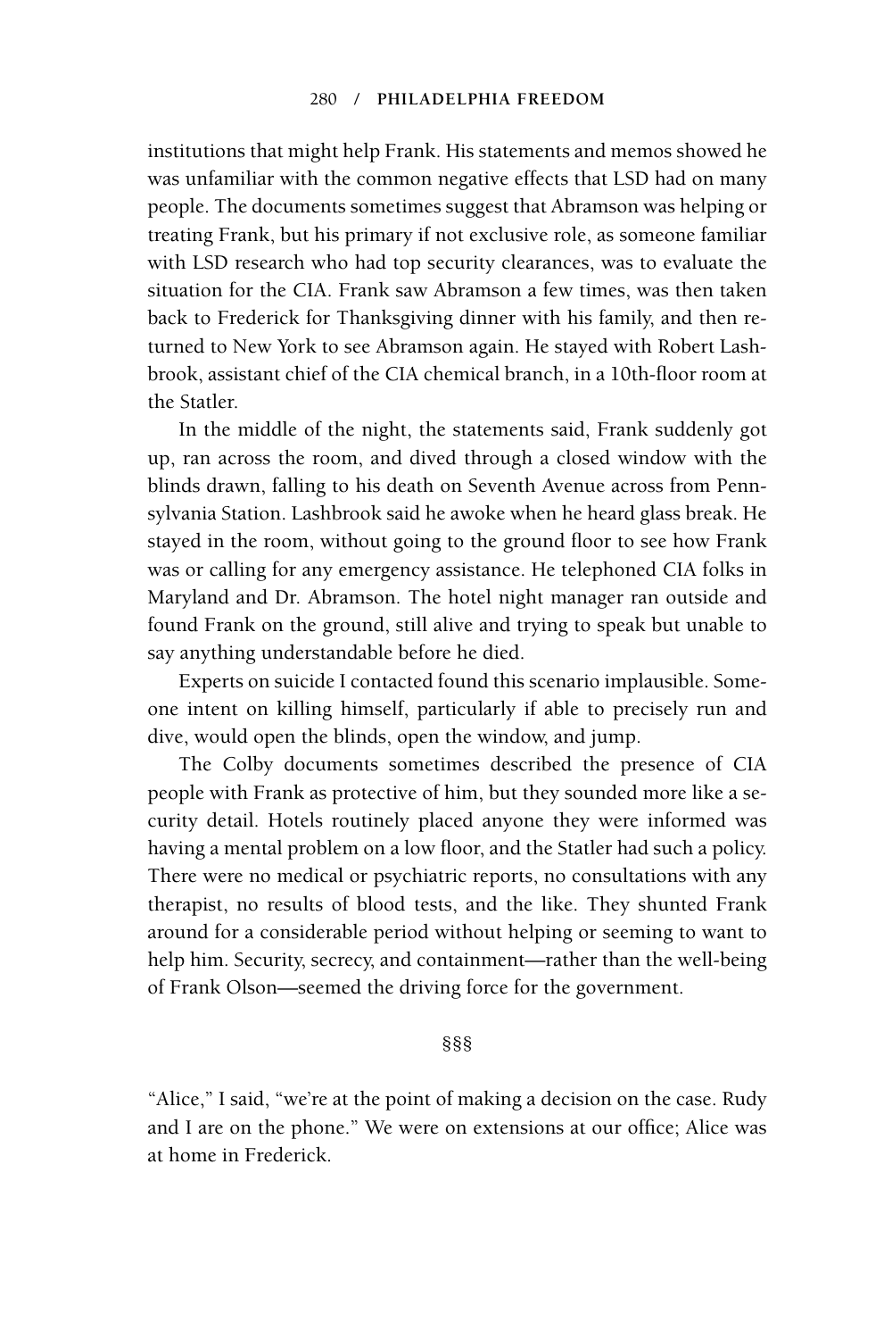institutions that might help Frank. His statements and memos showed he was unfamiliar with the common negative effects that LSD had on many people. The documents sometimes suggest that Abramson was helping or treating Frank, but his primary if not exclusive role, as someone familiar with LSD research who had top security clearances, was to evaluate the situation for the CIA. Frank saw Abramson a few times, was then taken back to Frederick for Thanksgiving dinner with his family, and then returned to New York to see Abramson again. He stayed with Robert Lashbrook, assistant chief of the CIA chemical branch, in a 10th-floor room at the Statler.

In the middle of the night, the statements said, Frank suddenly got up, ran across the room, and dived through a closed window with the blinds drawn, falling to his death on Seventh Avenue across from Pennsylvania Station. Lashbrook said he awoke when he heard glass break. He stayed in the room, without going to the ground floor to see how Frank was or calling for any emergency assistance. He telephoned CIA folks in Maryland and Dr. Abramson. The hotel night manager ran outside and found Frank on the ground, still alive and trying to speak but unable to say anything understandable before he died.

Experts on suicide I contacted found this scenario implausible. Someone intent on killing himself, particularly if able to precisely run and dive, would open the blinds, open the window, and jump.

The Colby documents sometimes described the presence of CIA people with Frank as protective of him, but they sounded more like a security detail. Hotels routinely placed anyone they were informed was having a mental problem on a low floor, and the Statler had such a policy. There were no medical or psychiatric reports, no consultations with any therapist, no results of blood tests, and the like. They shunted Frank around for a considerable period without helping or seeming to want to help him. Security, secrecy, and containment—rather than the well-being of Frank Olson—seemed the driving force for the government.

§§§

"Alice," I said, "we're at the point of making a decision on the case. Rudy and I are on the phone." We were on extensions at our office; Alice was at home in Frederick.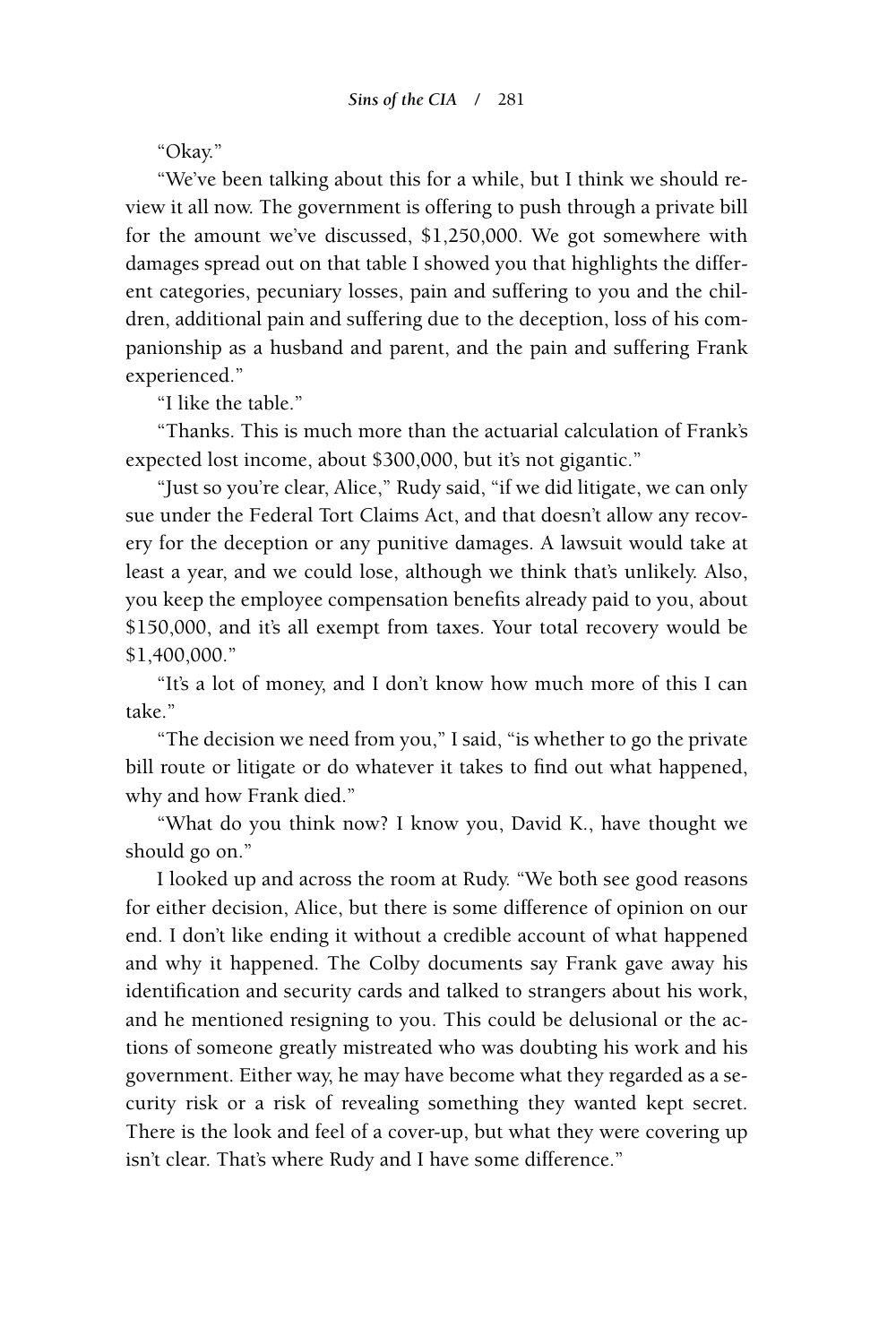"Okay."

"We've been talking about this for a while, but I think we should review it all now. The government is offering to push through a private bill for the amount we've discussed, $1,250,000. We got somewhere with damages spread out on that table I showed you that highlights the different categories, pecuniary losses, pain and suffering to you and the children, additional pain and suffering due to the deception, loss of his companionship as a husband and parent, and the pain and suffering Frank experienced."

"I like the table."

"Thanks. This is much more than the actuarial calculation of Frank's expected lost income, about $300,000, but it's not gigantic."

"Just so you're clear, Alice," Rudy said, "if we did litigate, we can only sue under the Federal Tort Claims Act, and that doesn't allow any recovery for the deception or any punitive damages. A lawsuit would take at least a year, and we could lose, although we think that's unlikely. Also, you keep the employee compensation benefits already paid to you, about $150,000, and it's all exempt from taxes. Your total recovery would be $1,400,000."

"It's a lot of money, and I don't know how much more of this I can take."

"The decision we need from you," I said, "is whether to go the private bill route or litigate or do whatever it takes to find out what happened, why and how Frank died."

"What do you think now? I know you, David K., have thought we should go on."

I looked up and across the room at Rudy. "We both see good reasons for either decision, Alice, but there is some difference of opinion on our end. I don't like ending it without a credible account of what happened and why it happened. The Colby documents say Frank gave away his identification and security cards and talked to strangers about his work, and he mentioned resigning to you. This could be delusional or the actions of someone greatly mistreated who was doubting his work and his government. Either way, he may have become what they regarded as a security risk or a risk of revealing something they wanted kept secret. There is the look and feel of a cover-up, but what they were covering up isn't clear. That's where Rudy and I have some difference."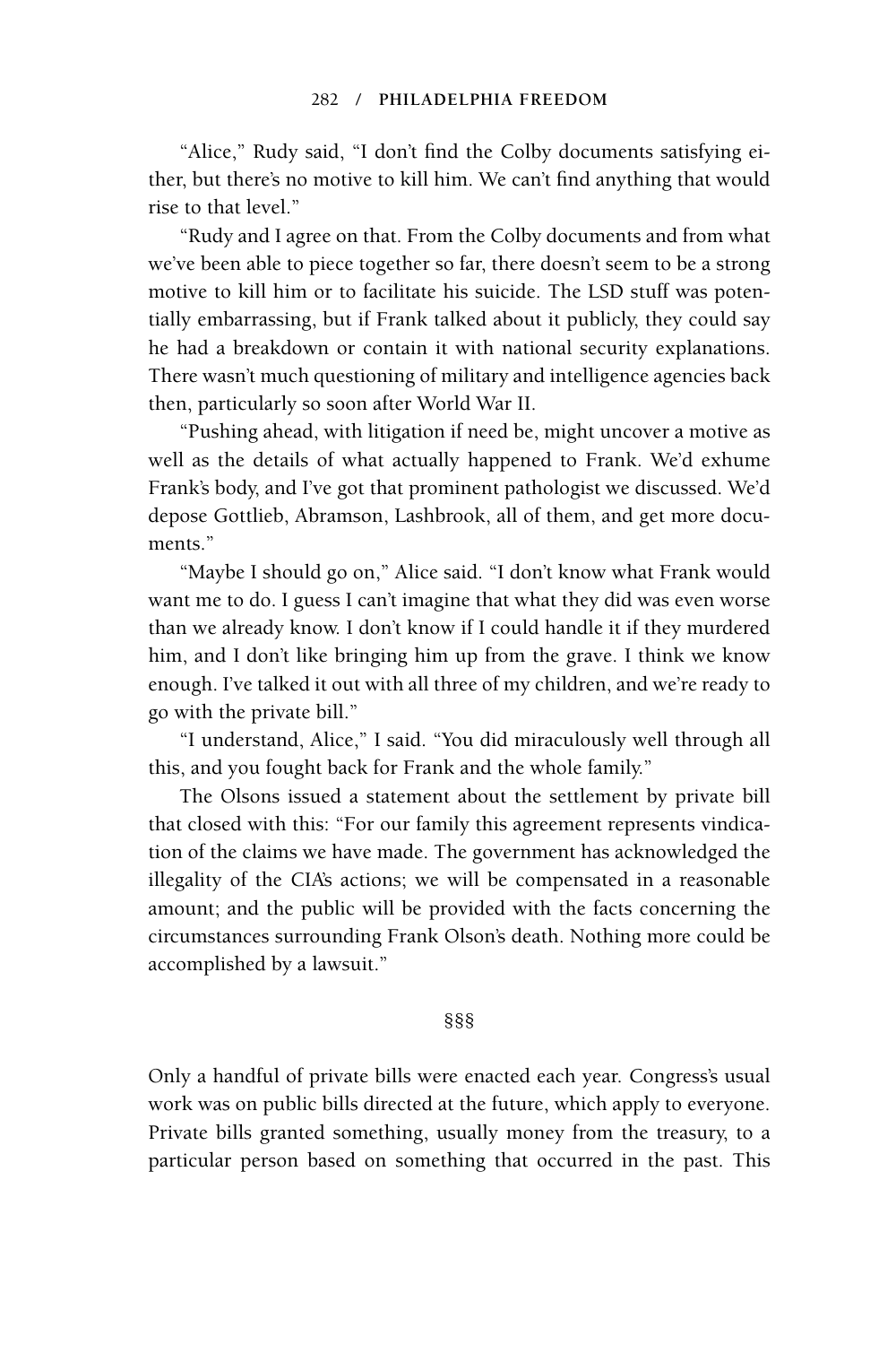"Alice," Rudy said, "I don't find the Colby documents satisfying either, but there's no motive to kill him. We can't find anything that would rise to that level."

"Rudy and I agree on that. From the Colby documents and from what we've been able to piece together so far, there doesn't seem to be a strong motive to kill him or to facilitate his suicide. The LSD stuff was potentially embarrassing, but if Frank talked about it publicly, they could say he had a breakdown or contain it with national security explanations. There wasn't much questioning of military and intelligence agencies back then, particularly so soon after World War II.

"Pushing ahead, with litigation if need be, might uncover a motive as well as the details of what actually happened to Frank. We'd exhume Frank's body, and I've got that prominent pathologist we discussed. We'd depose Gottlieb, Abramson, Lashbrook, all of them, and get more documents."

"Maybe I should go on," Alice said. "I don't know what Frank would want me to do. I guess I can't imagine that what they did was even worse than we already know. I don't know if I could handle it if they murdered him, and I don't like bringing him up from the grave. I think we know enough. I've talked it out with all three of my children, and we're ready to go with the private bill."

"I understand, Alice," I said. "You did miraculously well through all this, and you fought back for Frank and the whole family."

The Olsons issued a statement about the settlement by private bill that closed with this: "For our family this agreement represents vindication of the claims we have made. The government has acknowledged the illegality of the CIA's actions; we will be compensated in a reasonable amount; and the public will be provided with the facts concerning the circumstances surrounding Frank Olson's death. Nothing more could be accomplished by a lawsuit."

§§§

Only a handful of private bills were enacted each year. Congress's usual work was on public bills directed at the future, which apply to everyone. Private bills granted something, usually money from the treasury, to a particular person based on something that occurred in the past. This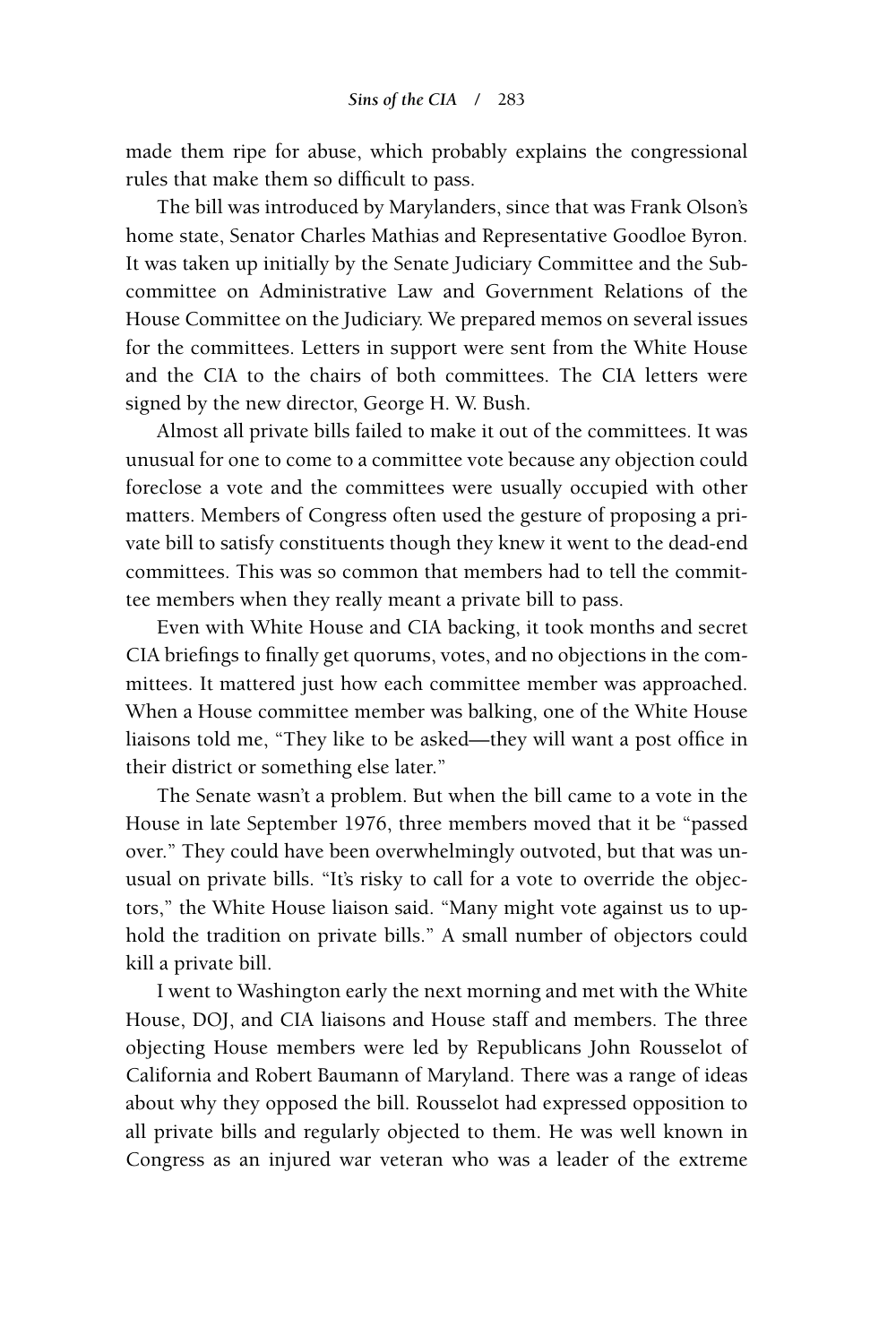made them ripe for abuse, which probably explains the congressional rules that make them so difficult to pass.

The bill was introduced by Marylanders, since that was Frank Olson's home state, Senator Charles Mathias and Representative Goodloe Byron. It was taken up initially by the Senate Judiciary Committee and the Subcommittee on Administrative Law and Government Relations of the House Committee on the Judiciary. We prepared memos on several issues for the committees. Letters in support were sent from the White House and the CIA to the chairs of both committees. The CIA letters were signed by the new director, George H. W. Bush.

Almost all private bills failed to make it out of the committees. It was unusual for one to come to a committee vote because any objection could foreclose a vote and the committees were usually occupied with other matters. Members of Congress often used the gesture of proposing a private bill to satisfy constituents though they knew it went to the dead-end committees. This was so common that members had to tell the committee members when they really meant a private bill to pass.

Even with White House and CIA backing, it took months and secret CIA briefings to finally get quorums, votes, and no objections in the committees. It mattered just how each committee member was approached. When a House committee member was balking, one of the White House liaisons told me, "They like to be asked—they will want a post office in their district or something else later."

The Senate wasn't a problem. But when the bill came to a vote in the House in late September 1976, three members moved that it be "passed over." They could have been overwhelmingly outvoted, but that was unusual on private bills. "It's risky to call for a vote to override the objectors," the White House liaison said. "Many might vote against us to uphold the tradition on private bills." A small number of objectors could kill a private bill.

I went to Washington early the next morning and met with the White House, DOJ, and CIA liaisons and House staff and members. The three objecting House members were led by Republicans John Rousselot of California and Robert Baumann of Maryland. There was a range of ideas about why they opposed the bill. Rousselot had expressed opposition to all private bills and regularly objected to them. He was well known in Congress as an injured war veteran who was a leader of the extreme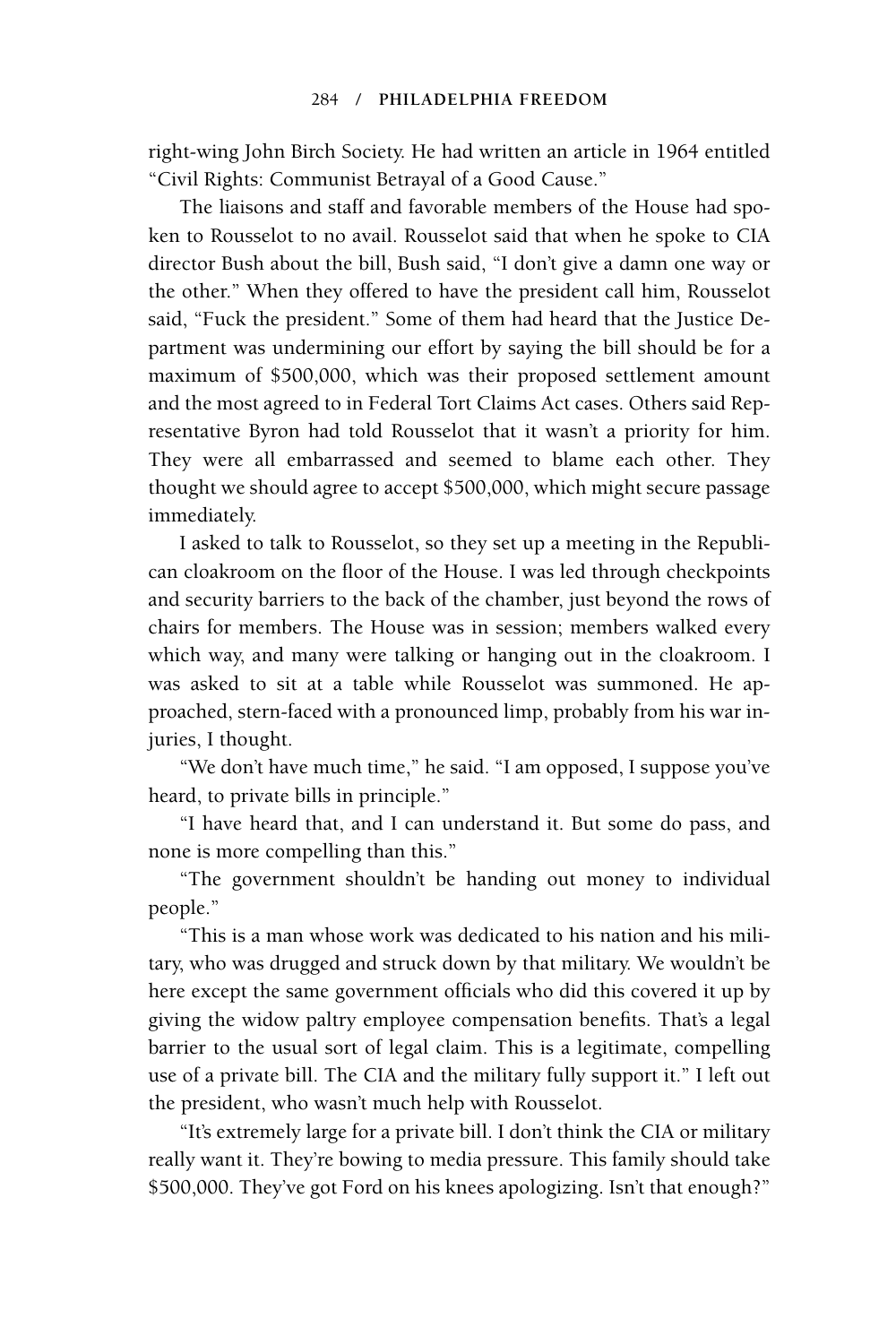right-wing John Birch Society. He had written an article in 1964 entitled "Civil Rights: Communist Betrayal of a Good Cause."

The liaisons and staff and favorable members of the House had spoken to Rousselot to no avail. Rousselot said that when he spoke to CIA director Bush about the bill, Bush said, "I don't give a damn one way or the other." When they offered to have the president call him, Rousselot said, "Fuck the president." Some of them had heard that the Justice Department was undermining our effort by saying the bill should be for a maximum of $500,000, which was their proposed settlement amount and the most agreed to in Federal Tort Claims Act cases. Others said Representative Byron had told Rousselot that it wasn't a priority for him. They were all embarrassed and seemed to blame each other. They thought we should agree to accept $500,000, which might secure passage immediately.

I asked to talk to Rousselot, so they set up a meeting in the Republican cloakroom on the floor of the House. I was led through checkpoints and security barriers to the back of the chamber, just beyond the rows of chairs for members. The House was in session; members walked every which way, and many were talking or hanging out in the cloakroom. I was asked to sit at a table while Rousselot was summoned. He approached, stern-faced with a pronounced limp, probably from his war injuries, I thought.

"We don't have much time," he said. "I am opposed, I suppose you've heard, to private bills in principle."

"I have heard that, and I can understand it. But some do pass, and none is more compelling than this."

"The government shouldn't be handing out money to individual people."

"This is a man whose work was dedicated to his nation and his military, who was drugged and struck down by that military. We wouldn't be here except the same government officials who did this covered it up by giving the widow paltry employee compensation benefits. That's a legal barrier to the usual sort of legal claim. This is a legitimate, compelling use of a private bill. The CIA and the military fully support it." I left out the president, who wasn't much help with Rousselot.

"It's extremely large for a private bill. I don't think the CIA or military really want it. They're bowing to media pressure. This family should take $500,000. They've got Ford on his knees apologizing. Isn't that enough?"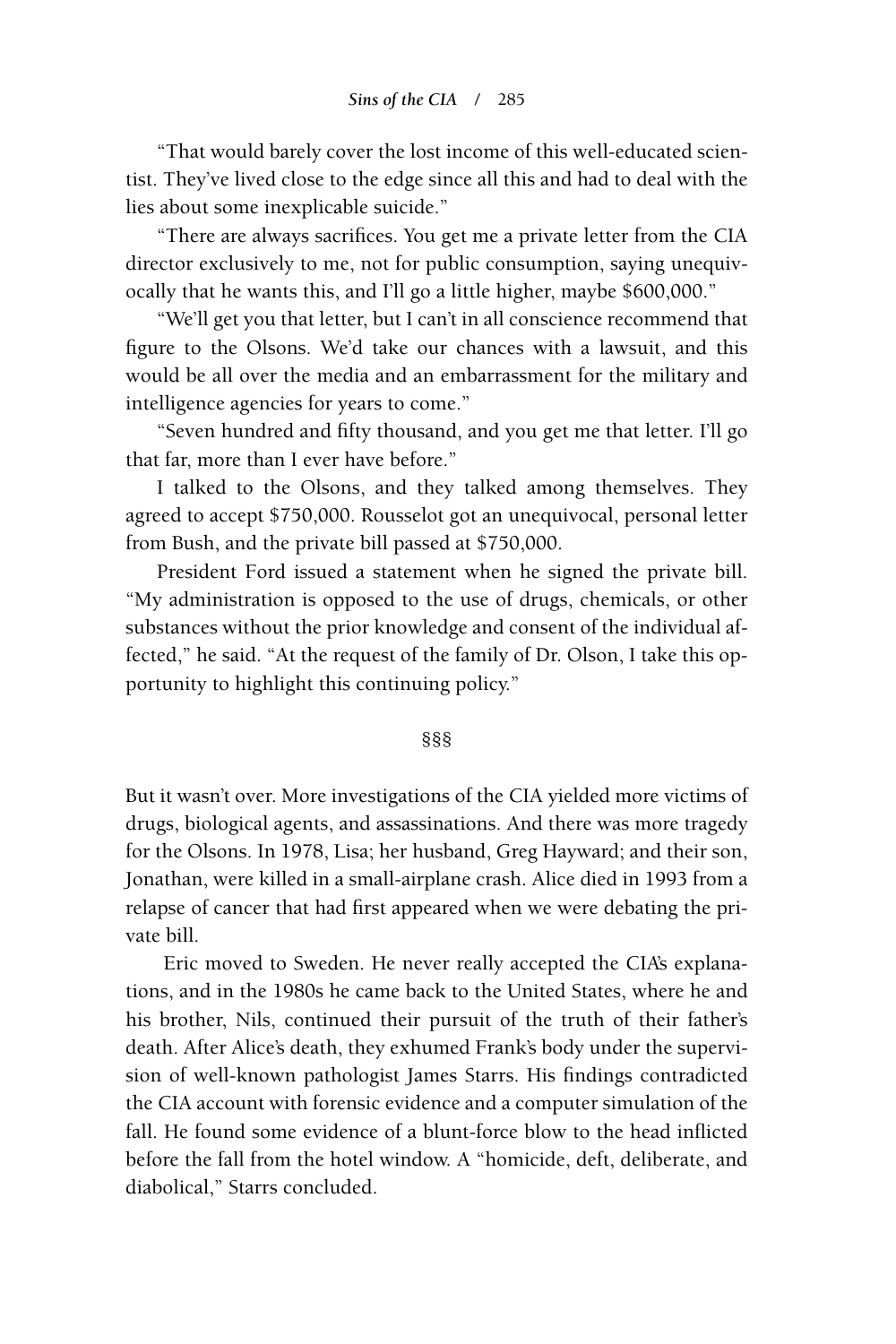"That would barely cover the lost income of this well-educated scientist. They've lived close to the edge since all this and had to deal with the lies about some inexplicable suicide."

"There are always sacrifices. You get me a private letter from the CIA director exclusively to me, not for public consumption, saying unequivocally that he wants this, and I'll go a little higher, maybe $600,000."

"We'll get you that letter, but I can't in all conscience recommend that figure to the Olsons. We'd take our chances with a lawsuit, and this would be all over the media and an embarrassment for the military and intelligence agencies for years to come."

"Seven hundred and fifty thousand, and you get me that letter. I'll go that far, more than I ever have before."

I talked to the Olsons, and they talked among themselves. They agreed to accept $750,000. Rousselot got an unequivocal, personal letter from Bush, and the private bill passed at $750,000.

President Ford issued a statement when he signed the private bill. "My administration is opposed to the use of drugs, chemicals, or other substances without the prior knowledge and consent of the individual affected," he said. "At the request of the family of Dr. Olson, I take this opportunity to highlight this continuing policy."

§§§

But it wasn't over. More investigations of the CIA yielded more victims of drugs, biological agents, and assassinations. And there was more tragedy for the Olsons. In 1978, Lisa; her husband, Greg Hayward; and their son, Jonathan, were killed in a small-airplane crash. Alice died in 1993 from a relapse of cancer that had first appeared when we were debating the private bill.

Eric moved to Sweden. He never really accepted the CIA's explanations, and in the 1980s he came back to the United States, where he and his brother, Nils, continued their pursuit of the truth of their father's death. After Alice's death, they exhumed Frank's body under the supervision of well-known pathologist James Starrs. His findings contradicted the CIA account with forensic evidence and a computer simulation of the fall. He found some evidence of a blunt-force blow to the head inflicted before the fall from the hotel window. A "homicide, deft, deliberate, and diabolical," Starrs concluded.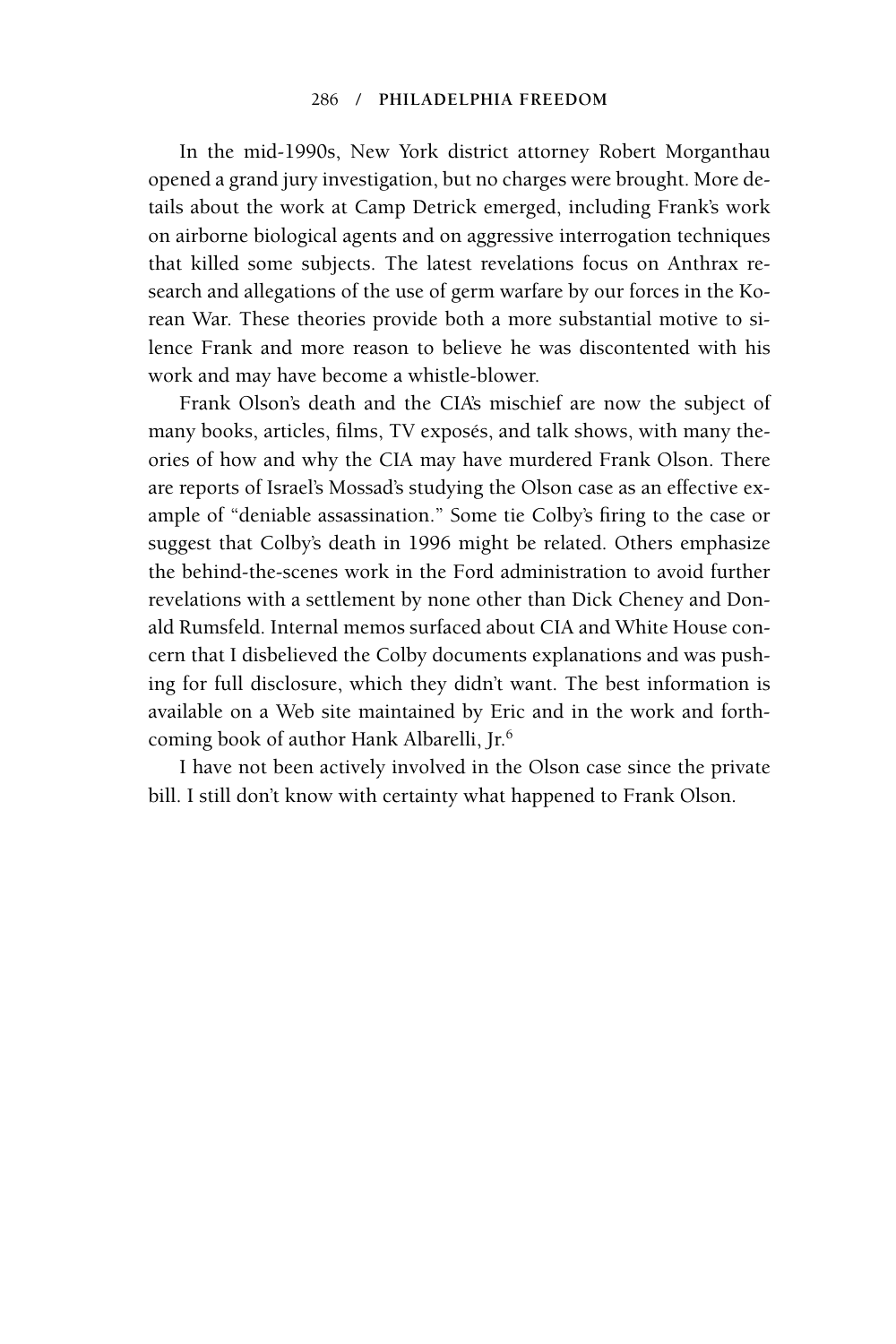In the mid-1990s, New York district attorney Robert Morganthau opened a grand jury investigation, but no charges were brought. More details about the work at Camp Detrick emerged, including Frank's work on airborne biological agents and on aggressive interrogation techniques that killed some subjects. The latest revelations focus on Anthrax research and allegations of the use of germ warfare by our forces in the Korean War. These theories provide both a more substantial motive to silence Frank and more reason to believe he was discontented with his work and may have become a whistle-blower.

Frank Olson's death and the CIA's mischief are now the subject of many books, articles, films, TV exposés, and talk shows, with many theories of how and why the CIA may have murdered Frank Olson. There are reports of Israel's Mossad's studying the Olson case as an effective example of "deniable assassination." Some tie Colby's firing to the case or suggest that Colby's death in 1996 might be related. Others emphasize the behind-the-scenes work in the Ford administration to avoid further revelations with a settlement by none other than Dick Cheney and Donald Rumsfeld. Internal memos surfaced about CIA and White House concern that I disbelieved the Colby documents explanations and was pushing for full disclosure, which they didn't want. The best information is available on a Web site maintained by Eric and in the work and forthcoming book of author Hank Albarelli, Jr.[6]

I have not been actively involved in the Olson case since the private bill. I still don't know with certainty what happened to Frank Olson.